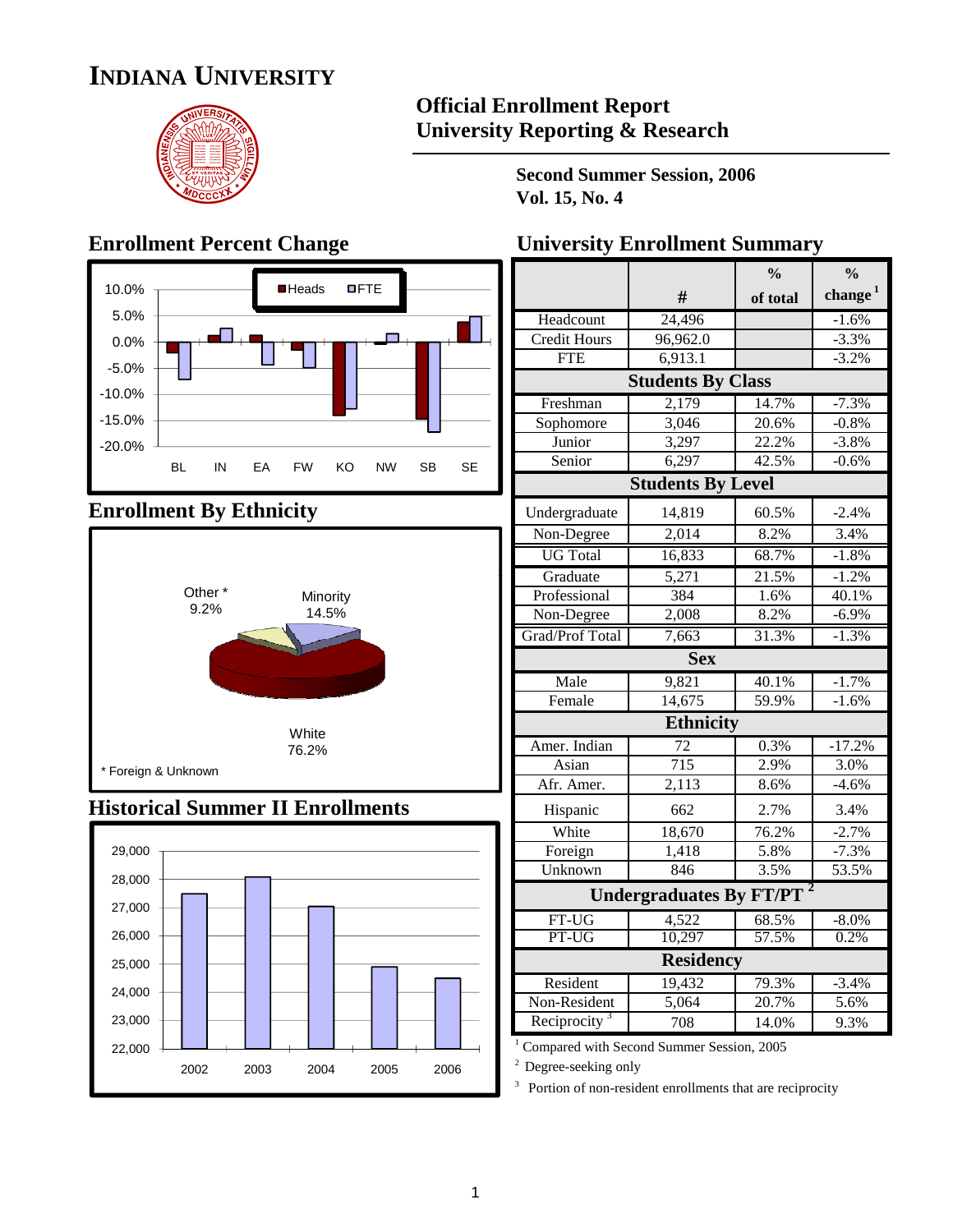# INDIANA UNIVERSITY

## Official Enrollment Report
## University Reporting & Research

**Second Summer Session, 2006**
**Vol. 15, No. 4**

## Enrollment Percent Change

Heads / FTE

BL IN EA FW KO NW SB SE

## Enrollment By Ethnicity

Other * 9.2%
Minority 14.5%
White 76.2%

* Foreign & Unknown

## Historical Summer II Enrollments

2002 2003 2004 2005 2006

## University Enrollment Summary

| | # | % of total | % change [1] |
|---|---|---|---|
| Headcount | 24,496 | | -1.6% |
| Credit Hours | 96,962.0 | | -3.3% |
| FTE | 6,913.1 | | -3.2% |
| **Students By Class** | | | |
| Freshman | 2,179 | 14.7% | -7.3% |
| Sophomore | 3,046 | 20.6% | -0.8% |
| Junior | 3,297 | 22.2% | -3.8% |
| Senior | 6,297 | 42.5% | -0.6% |
| **Students By Level** | | | |
| Undergraduate | 14,819 | 60.5% | -2.4% |
| Non-Degree | 2,014 | 8.2% | 3.4% |
| UG Total | 16,833 | 68.7% | -1.8% |
| Graduate | 5,271 | 21.5% | -1.2% |
| Professional | 384 | 1.6% | 40.1% |
| Non-Degree | 2,008 | 8.2% | -6.9% |
| Grad/Prof Total | 7,663 | 31.3% | -1.3% |
| **Sex** | | | |
| Male | 9,821 | 40.1% | -1.7% |
| Female | 14,675 | 59.9% | -1.6% |
| **Ethnicity** | | | |
| Amer. Indian | 72 | 0.3% | -17.2% |
| Asian | 715 | 2.9% | 3.0% |
| Afr. Amer. | 2,113 | 8.6% | -4.6% |
| Hispanic | 662 | 2.7% | 3.4% |
| White | 18,670 | 76.2% | -2.7% |
| Foreign | 1,418 | 5.8% | -7.3% |
| Unknown | 846 | 3.5% | 53.5% |
| **Undergraduates By FT/PT [2]** | | | |
| FT-UG | 4,522 | 68.5% | -8.0% |
| PT-UG | 10,297 | 57.5% | 0.2% |
| **Residency** | | | |
| Resident | 19,432 | 79.3% | -3.4% |
| Non-Resident | 5,064 | 20.7% | 5.6% |
| Reciprocity [3] | 708 | 14.0% | 9.3% |

[1] Compared with Second Summer Session, 2005

[2] Degree-seeking only

[3] Portion of non-resident enrollments that are reciprocity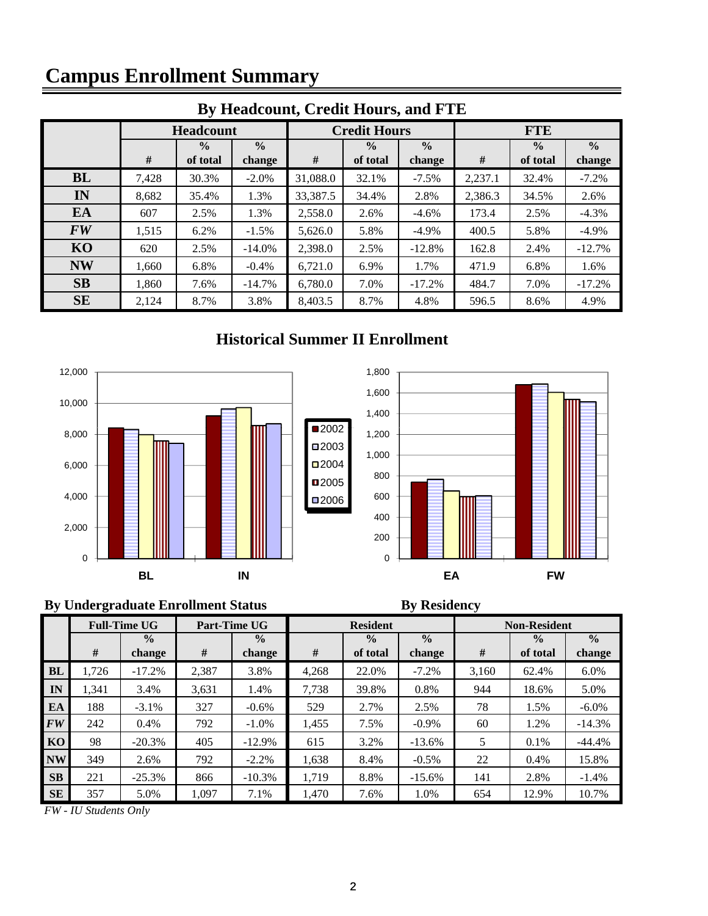# Campus Enrollment Summary

## By Headcount, Credit Hours, and FTE

| | Headcount | | | Credit Hours | | | FTE | | |
|---|---|---|---|---|---|---|---|---|---|
| | # | % of total | % change | # | % of total | % change | # | % of total | % change |
| **BL** | 7,428 | 30.3% | -2.0% | 31,088.0 | 32.1% | -7.5% | 2,237.1 | 32.4% | -7.2% |
| **IN** | 8,682 | 35.4% | 1.3% | 33,387.5 | 34.4% | 2.8% | 2,386.3 | 34.5% | 2.6% |
| **EA** | 607 | 2.5% | 1.3% | 2,558.0 | 2.6% | -4.6% | 173.4 | 2.5% | -4.3% |
| ***FW*** | 1,515 | 6.2% | -1.5% | 5,626.0 | 5.8% | -4.9% | 400.5 | 5.8% | -4.9% |
| **KO** | 620 | 2.5% | -14.0% | 2,398.0 | 2.5% | -12.8% | 162.8 | 2.4% | -12.7% |
| **NW** | 1,660 | 6.8% | -0.4% | 6,721.0 | 6.9% | 1.7% | 471.9 | 6.8% | 1.6% |
| **SB** | 1,860 | 7.6% | -14.7% | 6,780.0 | 7.0% | -17.2% | 484.7 | 7.0% | -17.2% |
| **SE** | 2,124 | 8.7% | 3.8% | 8,403.5 | 8.7% | 4.8% | 596.5 | 8.6% | 4.9% |

## Historical Summer II Enrollment

| | 2002 | 2003 | 2004 | 2005 | 2006 |
|---|---|---|---|---|---|
| BL | ~8,400 | ~8,300 | ~7,950 | ~7,550 | ~7,400 |
| IN | ~9,200 | ~9,650 | ~9,700 | ~8,550 | ~8,700 |
| EA | ~740 | ~770 | ~650 | ~600 | ~610 |
| FW | ~1,680 | ~1,690 | ~1,600 | ~1,540 | ~1,515 |

**By Undergraduate Enrollment Status** / **By Residency**

| | Full-Time UG | | Part-Time UG | | Resident | | | Non-Resident | | |
|---|---|---|---|---|---|---|---|---|---|---|
| | # | % change | # | % change | # | % of total | % change | # | % of total | % change |
| **BL** | 1,726 | -17.2% | 2,387 | 3.8% | 4,268 | 22.0% | -7.2% | 3,160 | 62.4% | 6.0% |
| **IN** | 1,341 | 3.4% | 3,631 | 1.4% | 7,738 | 39.8% | 0.8% | 944 | 18.6% | 5.0% |
| **EA** | 188 | -3.1% | 327 | -0.6% | 529 | 2.7% | 2.5% | 78 | 1.5% | -6.0% |
| ***FW*** | 242 | 0.4% | 792 | -1.0% | 1,455 | 7.5% | -0.9% | 60 | 1.2% | -14.3% |
| **KO** | 98 | -20.3% | 405 | -12.9% | 615 | 3.2% | -13.6% | 5 | 0.1% | -44.4% |
| **NW** | 349 | 2.6% | 792 | -2.2% | 1,638 | 8.4% | -0.5% | 22 | 0.4% | 15.8% |
| **SB** | 221 | -25.3% | 866 | -10.3% | 1,719 | 8.8% | -15.6% | 141 | 2.8% | -1.4% |
| **SE** | 357 | 5.0% | 1,097 | 7.1% | 1,470 | 7.6% | 1.0% | 654 | 12.9% | 10.7% |

*FW - IU Students Only*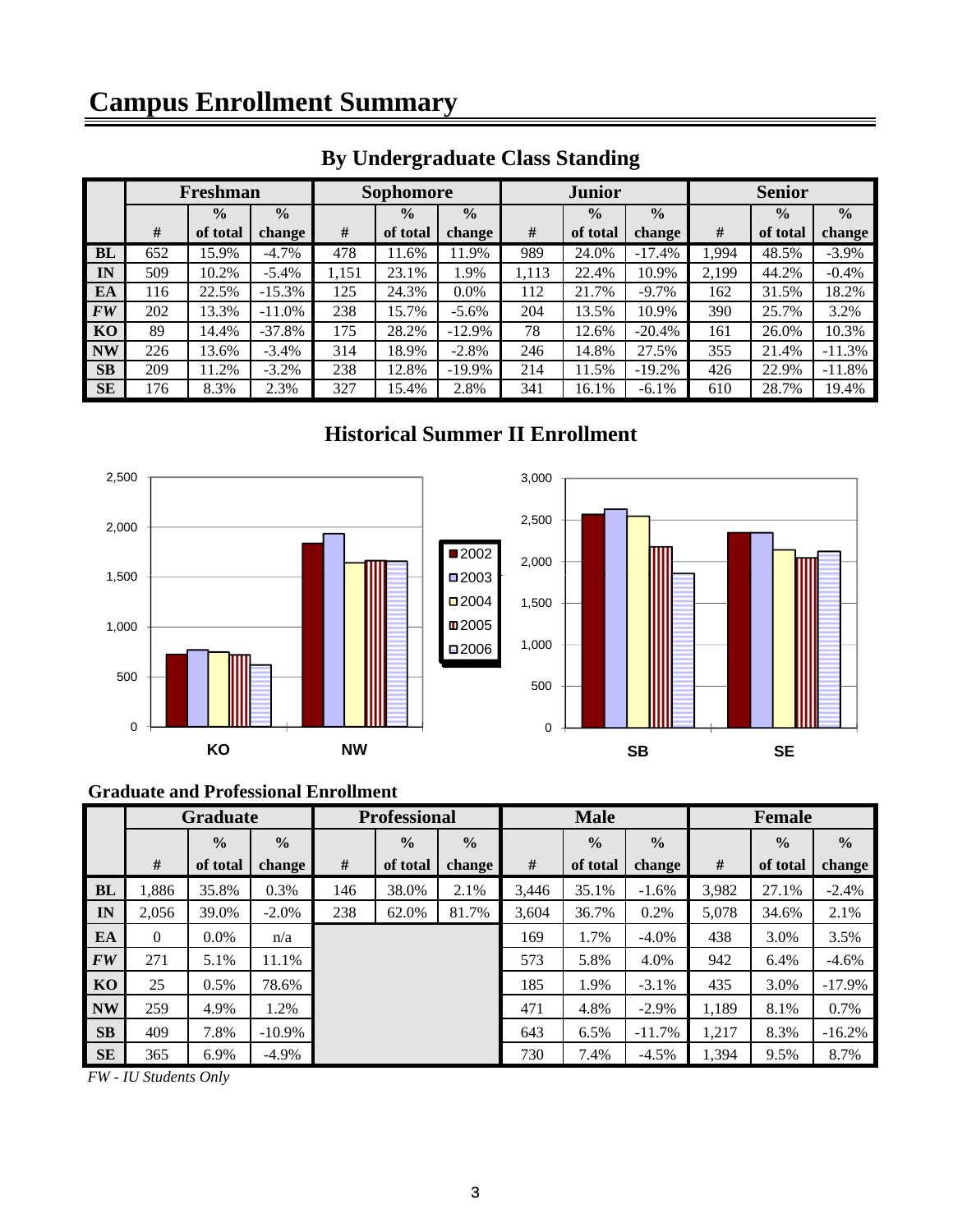# Campus Enrollment Summary

## By Undergraduate Class Standing

| | Freshman | | | Sophomore | | | Junior | | | Senior | | |
|---|---|---|---|---|---|---|---|---|---|---|---|---|
| | # | % of total | % change | # | % of total | % change | # | % of total | % change | # | % of total | % change |
| **BL** | 652 | 15.9% | -4.7% | 478 | 11.6% | 11.9% | 989 | 24.0% | -17.4% | 1,994 | 48.5% | -3.9% |
| **IN** | 509 | 10.2% | -5.4% | 1,151 | 23.1% | 1.9% | 1,113 | 22.4% | 10.9% | 2,199 | 44.2% | -0.4% |
| **EA** | 116 | 22.5% | -15.3% | 125 | 24.3% | 0.0% | 112 | 21.7% | -9.7% | 162 | 31.5% | 18.2% |
| ***FW*** | 202 | 13.3% | -11.0% | 238 | 15.7% | -5.6% | 204 | 13.5% | 10.9% | 390 | 25.7% | 3.2% |
| **KO** | 89 | 14.4% | -37.8% | 175 | 28.2% | -12.9% | 78 | 12.6% | -20.4% | 161 | 26.0% | 10.3% |
| **NW** | 226 | 13.6% | -3.4% | 314 | 18.9% | -2.8% | 246 | 14.8% | 27.5% | 355 | 21.4% | -11.3% |
| **SB** | 209 | 11.2% | -3.2% | 238 | 12.8% | -19.9% | 214 | 11.5% | -19.2% | 426 | 22.9% | -11.8% |
| **SE** | 176 | 8.3% | 2.3% | 327 | 15.4% | 2.8% | 341 | 16.1% | -6.1% | 610 | 28.7% | 19.4% |

## Historical Summer II Enrollment

### Graduate and Professional Enrollment

| | Graduate | | | Professional | | | Male | | | Female | | |
|---|---|---|---|---|---|---|---|---|---|---|---|---|
| | # | % of total | % change | # | % of total | % change | # | % of total | % change | # | % of total | % change |
| **BL** | 1,886 | 35.8% | 0.3% | 146 | 38.0% | 2.1% | 3,446 | 35.1% | -1.6% | 3,982 | 27.1% | -2.4% |
| **IN** | 2,056 | 39.0% | -2.0% | 238 | 62.0% | 81.7% | 3,604 | 36.7% | 0.2% | 5,078 | 34.6% | 2.1% |
| **EA** | 0 | 0.0% | n/a | | | | 169 | 1.7% | -4.0% | 438 | 3.0% | 3.5% |
| ***FW*** | 271 | 5.1% | 11.1% | | | | 573 | 5.8% | 4.0% | 942 | 6.4% | -4.6% |
| **KO** | 25 | 0.5% | 78.6% | | | | 185 | 1.9% | -3.1% | 435 | 3.0% | -17.9% |
| **NW** | 259 | 4.9% | 1.2% | | | | 471 | 4.8% | -2.9% | 1,189 | 8.1% | 0.7% |
| **SB** | 409 | 7.8% | -10.9% | | | | 643 | 6.5% | -11.7% | 1,217 | 8.3% | -16.2% |
| **SE** | 365 | 6.9% | -4.9% | | | | 730 | 7.4% | -4.5% | 1,394 | 9.5% | 8.7% |

*FW - IU Students Only*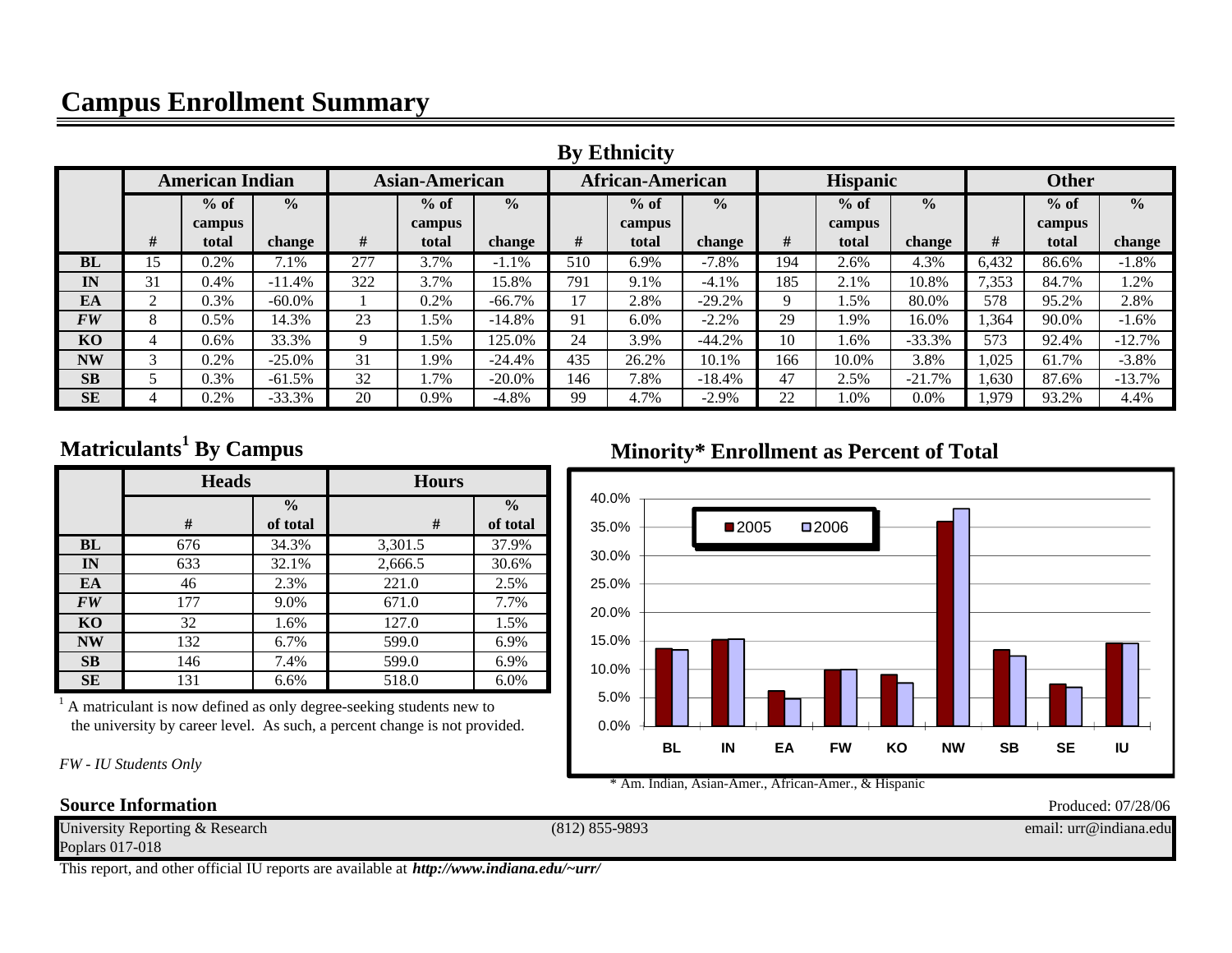# Campus Enrollment Summary

## By Ethnicity

| | American Indian | | | Asian-American | | | African-American | | | Hispanic | | | Other | | |
|---|---|---|---|---|---|---|---|---|---|---|---|---|---|---|---|
| | # | % of campus total | % change | # | % of campus total | % change | # | % of campus total | % change | # | % of campus total | % change | # | % of campus total | % change |
| **BL** | 15 | 0.2% | 7.1% | 277 | 3.7% | -1.1% | 510 | 6.9% | -7.8% | 194 | 2.6% | 4.3% | 6,432 | 86.6% | -1.8% |
| **IN** | 31 | 0.4% | -11.4% | 322 | 3.7% | 15.8% | 791 | 9.1% | -4.1% | 185 | 2.1% | 10.8% | 7,353 | 84.7% | 1.2% |
| **EA** | 2 | 0.3% | -60.0% | 1 | 0.2% | -66.7% | 17 | 2.8% | -29.2% | 9 | 1.5% | 80.0% | 578 | 95.2% | 2.8% |
| ***FW*** | 8 | 0.5% | 14.3% | 23 | 1.5% | -14.8% | 91 | 6.0% | -2.2% | 29 | 1.9% | 16.0% | 1,364 | 90.0% | -1.6% |
| **KO** | 4 | 0.6% | 33.3% | 9 | 1.5% | 125.0% | 24 | 3.9% | -44.2% | 10 | 1.6% | -33.3% | 573 | 92.4% | -12.7% |
| **NW** | 3 | 0.2% | -25.0% | 31 | 1.9% | -24.4% | 435 | 26.2% | 10.1% | 166 | 10.0% | 3.8% | 1,025 | 61.7% | -3.8% |
| **SB** | 5 | 0.3% | -61.5% | 32 | 1.7% | -20.0% | 146 | 7.8% | -18.4% | 47 | 2.5% | -21.7% | 1,630 | 87.6% | -13.7% |
| **SE** | 4 | 0.2% | -33.3% | 20 | 0.9% | -4.8% | 99 | 4.7% | -2.9% | 22 | 1.0% | 0.0% | 1,979 | 93.2% | 4.4% |

## Matriculants[1] By Campus

| | Heads | | Hours | |
|---|---|---|---|---|
| | # | % of total | # | % of total |
| **BL** | 676 | 34.3% | 3,301.5 | 37.9% |
| **IN** | 633 | 32.1% | 2,666.5 | 30.6% |
| **EA** | 46 | 2.3% | 221.0 | 2.5% |
| ***FW*** | 177 | 9.0% | 671.0 | 7.7% |
| **KO** | 32 | 1.6% | 127.0 | 1.5% |
| **NW** | 132 | 6.7% | 599.0 | 6.9% |
| **SB** | 146 | 7.4% | 599.0 | 6.9% |
| **SE** | 131 | 6.6% | 518.0 | 6.0% |

[1] A matriculant is now defined as only degree-seeking students new to the university by career level. As such, a percent change is not provided.

*FW - IU Students Only*

## Minority* Enrollment as Percent of Total

40.0%
35.0%
30.0%
25.0%
20.0%
15.0%
10.0%
5.0%
0.0%

2005 2006

BL IN EA FW KO NW SB SE IU

\* Am. Indian, Asian-Amer., African-Amer., & Hispanic

**Source Information**

Produced: 07/28/06

University Reporting & Research
Poplars 017-018

(812) 855-9893

email: urr@indiana.edu

This report, and other official IU reports are available at ***http://www.indiana.edu/~urr/***